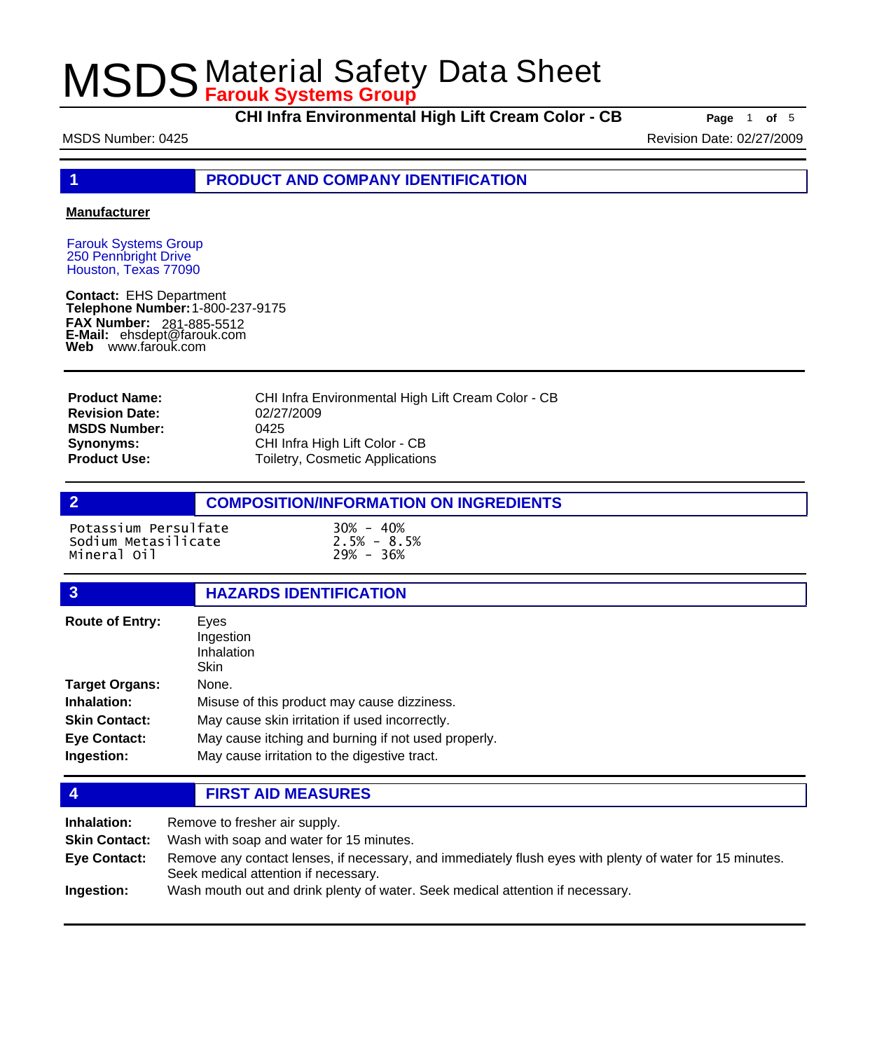# MSDS Material Safety Data Sheet
**Farouk Systems Group**

**CHI Infra Environmental High Lift Cream Color - CB**

MSDS Number: 0425 — Revision Date: 02/27/2009

## 1 PRODUCT AND COMPANY IDENTIFICATION

**Manufacturer**

Farouk Systems Group
250 Pennbright Drive
Houston, Texas 77090

**Contact:** EHS Department
**Telephone Number:** 1-800-237-9175
**FAX Number:** 281-885-5512
**E-Mail:** ehsdept@farouk.com
**Web** www.farouk.com

| | |
|---|---|
| **Product Name:** | CHI Infra Environmental High Lift Cream Color - CB |
| **Revision Date:** | 02/27/2009 |
| **MSDS Number:** | 0425 |
| **Synonyms:** | CHI Infra High Lift Color - CB |
| **Product Use:** | Toiletry, Cosmetic Applications |

## 2 COMPOSITION/INFORMATION ON INGREDIENTS

| | |
|---|---|
| Potassium Persulfate | 30% - 40% |
| Sodium Metasilicate | 2.5% - 8.5% |
| Mineral Oil | 29% - 36% |

## 3 HAZARDS IDENTIFICATION

| | |
|---|---|
| **Route of Entry:** | Eyes<br>Ingestion<br>Inhalation<br>Skin |
| **Target Organs:** | None. |
| **Inhalation:** | Misuse of this product may cause dizziness. |
| **Skin Contact:** | May cause skin irritation if used incorrectly. |
| **Eye Contact:** | May cause itching and burning if not used properly. |
| **Ingestion:** | May cause irritation to the digestive tract. |

## 4 FIRST AID MEASURES

| | |
|---|---|
| **Inhalation:** | Remove to fresher air supply. |
| **Skin Contact:** | Wash with soap and water for 15 minutes. |
| **Eye Contact:** | Remove any contact lenses, if necessary, and immediately flush eyes with plenty of water for 15 minutes. Seek medical attention if necessary. |
| **Ingestion:** | Wash mouth out and drink plenty of water. Seek medical attention if necessary. |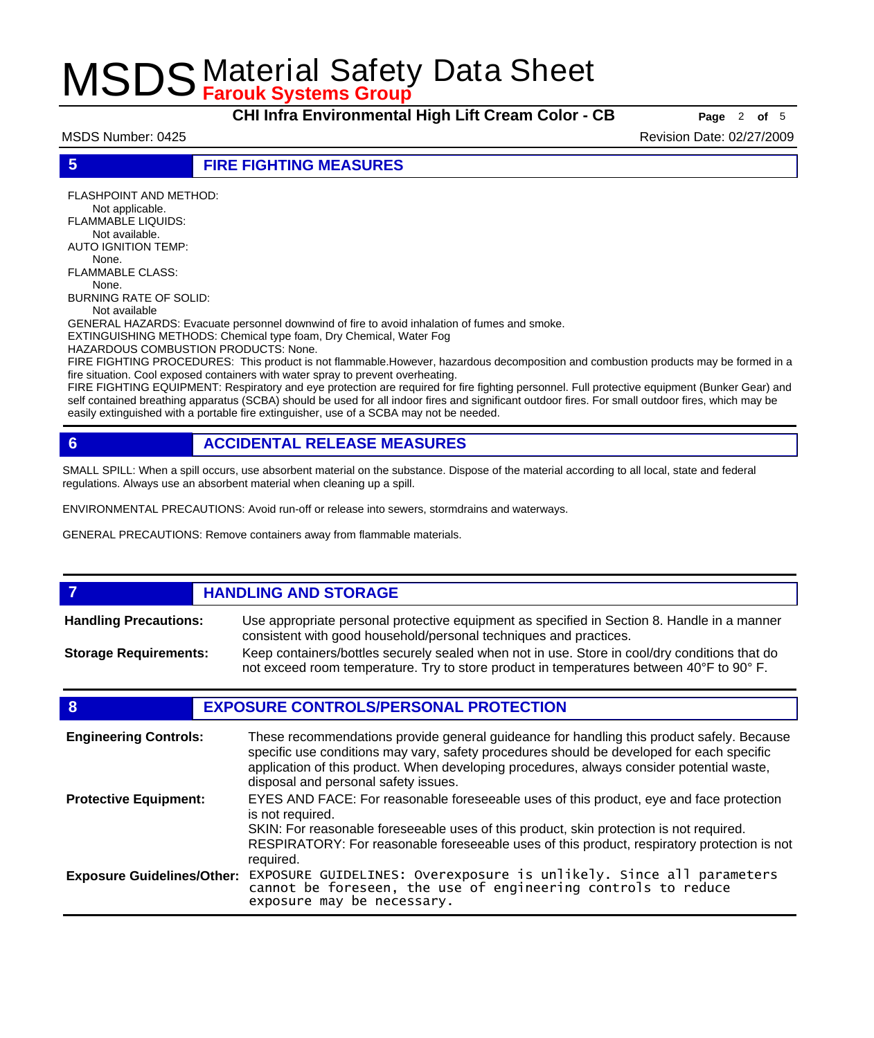## 5 FIRE FIGHTING MEASURES

FLASHPOINT AND METHOD:
Not applicable.
FLAMMABLE LIQUIDS:
Not available.
AUTO IGNITION TEMP:
None.
FLAMMABLE CLASS:
None.
BURNING RATE OF SOLID:
Not available
GENERAL HAZARDS: Evacuate personnel downwind of fire to avoid inhalation of fumes and smoke.
EXTINGUISHING METHODS: Chemical type foam, Dry Chemical, Water Fog
HAZARDOUS COMBUSTION PRODUCTS: None.
FIRE FIGHTING PROCEDURES: This product is not flammable.However, hazardous decomposition and combustion products may be formed in a fire situation. Cool exposed containers with water spray to prevent overheating.
FIRE FIGHTING EQUIPMENT: Respiratory and eye protection are required for fire fighting personnel. Full protective equipment (Bunker Gear) and self contained breathing apparatus (SCBA) should be used for all indoor fires and significant outdoor fires. For small outdoor fires, which may be easily extinguished with a portable fire extinguisher, use of a SCBA may not be needed.

## 6 ACCIDENTAL RELEASE MEASURES

SMALL SPILL: When a spill occurs, use absorbent material on the substance. Dispose of the material according to all local, state and federal regulations. Always use an absorbent material when cleaning up a spill.

ENVIRONMENTAL PRECAUTIONS: Avoid run-off or release into sewers, stormdrains and waterways.

GENERAL PRECAUTIONS: Remove containers away from flammable materials.

## 7 HANDLING AND STORAGE

**Handling Precautions:** Use appropriate personal protective equipment as specified in Section 8. Handle in a manner consistent with good household/personal techniques and practices.

**Storage Requirements:** Keep containers/bottles securely sealed when not in use. Store in cool/dry conditions that do not exceed room temperature. Try to store product in temperatures between 40° F to 90° F.

## 8 EXPOSURE CONTROLS/PERSONAL PROTECTION

**Engineering Controls:** These recommendations provide general guideance for handling this product safely. Because specific use conditions may vary, safety procedures should be developed for each specific application of this product. When developing procedures, always consider potential waste, disposal and personal safety issues.

**Protective Equipment:** EYES AND FACE: For reasonable foreseeable uses of this product, eye and face protection is not required.
SKIN: For reasonable foreseeable uses of this product, skin protection is not required.
RESPIRATORY: For reasonable foreseeable uses of this product, respiratory protection is not required.

**Exposure Guidelines/Other:** EXPOSURE GUIDELINES: Overexposure is unlikely. Since all parameters cannot be foreseen, the use of engineering controls to reduce exposure may be necessary.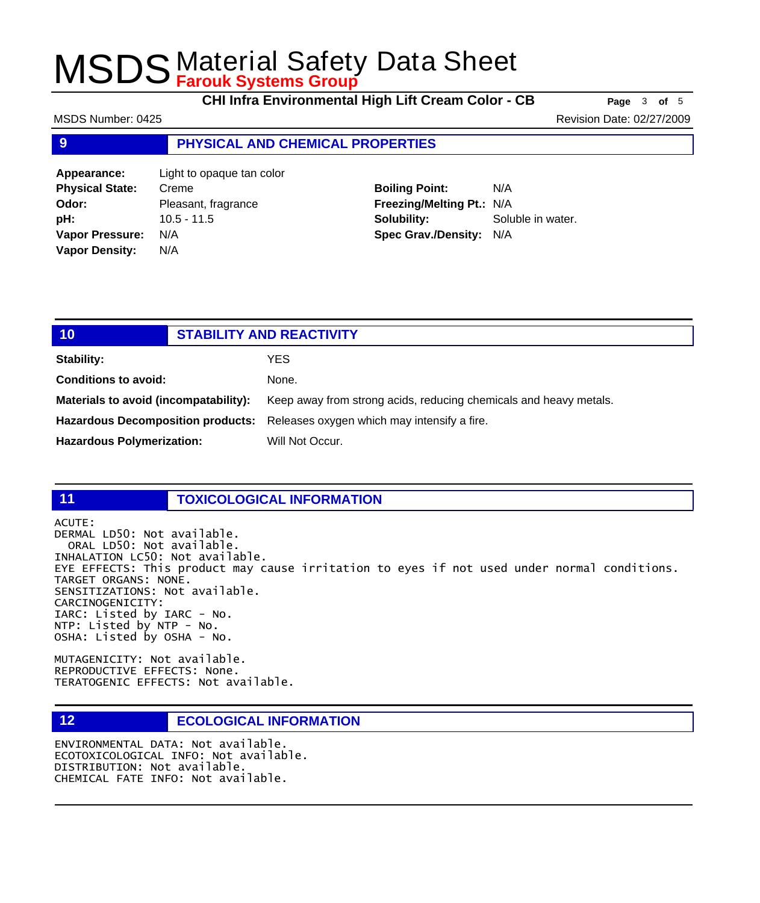## 9 PHYSICAL AND CHEMICAL PROPERTIES

**Appearance:** Light to opaque tan color
**Physical State:** Creme
**Odor:** Pleasant, fragrance
**pH:** 10.5 - 11.5
**Vapor Pressure:** N/A
**Vapor Density:** N/A

**Boiling Point:** N/A
**Freezing/Melting Pt.:** N/A
**Solubility:** Soluble in water.
**Spec Grav./Density:** N/A

## 10 STABILITY AND REACTIVITY

**Stability:** YES

**Conditions to avoid:** None.

**Materials to avoid (incompatability):** Keep away from strong acids, reducing chemicals and heavy metals.

**Hazardous Decomposition products:** Releases oxygen which may intensify a fire.

**Hazardous Polymerization:** Will Not Occur.

## 11 TOXICOLOGICAL INFORMATION

ACUTE:
DERMAL LD50: Not available.
ORAL LD50: Not available.
INHALATION LC50: Not available.
EYE EFFECTS: This product may cause irritation to eyes if not used under normal conditions.
TARGET ORGANS: NONE.
SENSITIZATIONS: Not available.
CARCINOGENICITY:
IARC: Listed by IARC - No.
NTP: Listed by NTP - No.
OSHA: Listed by OSHA - No.

MUTAGENICITY: Not available.
REPRODUCTIVE EFFECTS: None.
TERATOGENIC EFFECTS: Not available.

## 12 ECOLOGICAL INFORMATION

ENVIRONMENTAL DATA: Not available.
ECOTOXICOLOGICAL INFO: Not available.
DISTRIBUTION: Not available.
CHEMICAL FATE INFO: Not available.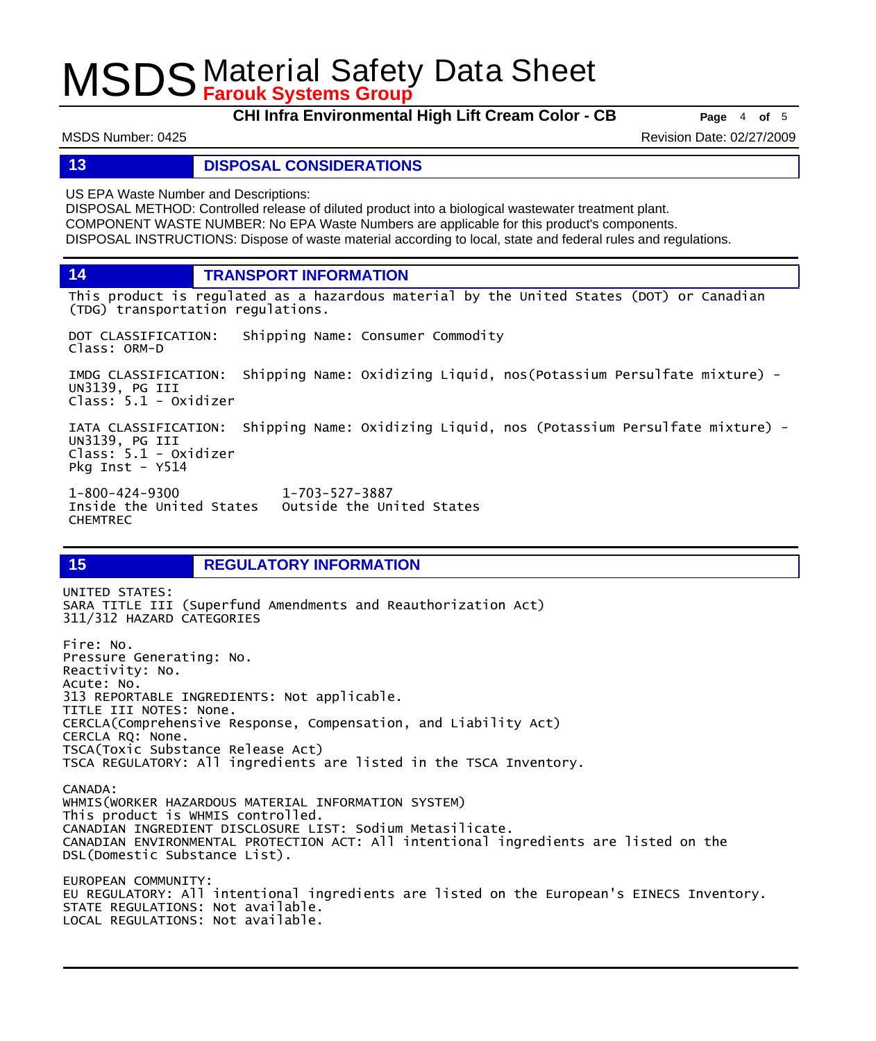## 13 DISPOSAL CONSIDERATIONS

US EPA Waste Number and Descriptions:
DISPOSAL METHOD: Controlled release of diluted product into a biological wastewater treatment plant.
COMPONENT WASTE NUMBER: No EPA Waste Numbers are applicable for this product's components.
DISPOSAL INSTRUCTIONS: Dispose of waste material according to local, state and federal rules and regulations.

## 14 TRANSPORT INFORMATION

This product is regulated as a hazardous material by the United States (DOT) or Canadian (TDG) transportation regulations.

DOT CLASSIFICATION: Shipping Name: Consumer Commodity
Class: ORM-D

IMDG CLASSIFICATION: Shipping Name: Oxidizing Liquid, nos(Potassium Persulfate mixture) - UN3139, PG III
Class: 5.1 - Oxidizer

IATA CLASSIFICATION: Shipping Name: Oxidizing Liquid, nos (Potassium Persulfate mixture) - UN3139, PG III
Class: 5.1 - Oxidizer
Pkg Inst - Y514

1-800-424-9300 Inside the United States
1-703-527-3887 Outside the United States
CHEMTREC

## 15 REGULATORY INFORMATION

UNITED STATES:
SARA TITLE III (Superfund Amendments and Reauthorization Act)
311/312 HAZARD CATEGORIES

Fire: No.
Pressure Generating: No.
Reactivity: No.
Acute: No.
313 REPORTABLE INGREDIENTS: Not applicable.
TITLE III NOTES: None.
CERCLA(Comprehensive Response, Compensation, and Liability Act)
CERCLA RQ: None.
TSCA(Toxic Substance Release Act)
TSCA REGULATORY: All ingredients are listed in the TSCA Inventory.

CANADA:
WHMIS(WORKER HAZARDOUS MATERIAL INFORMATION SYSTEM)
This product is WHMIS controlled.
CANADIAN INGREDIENT DISCLOSURE LIST: Sodium Metasilicate.
CANADIAN ENVIRONMENTAL PROTECTION ACT: All intentional ingredients are listed on the DSL(Domestic Substance List).

EUROPEAN COMMUNITY:
EU REGULATORY: All intentional ingredients are listed on the European's EINECS Inventory.
STATE REGULATIONS: Not available.
LOCAL REGULATIONS: Not available.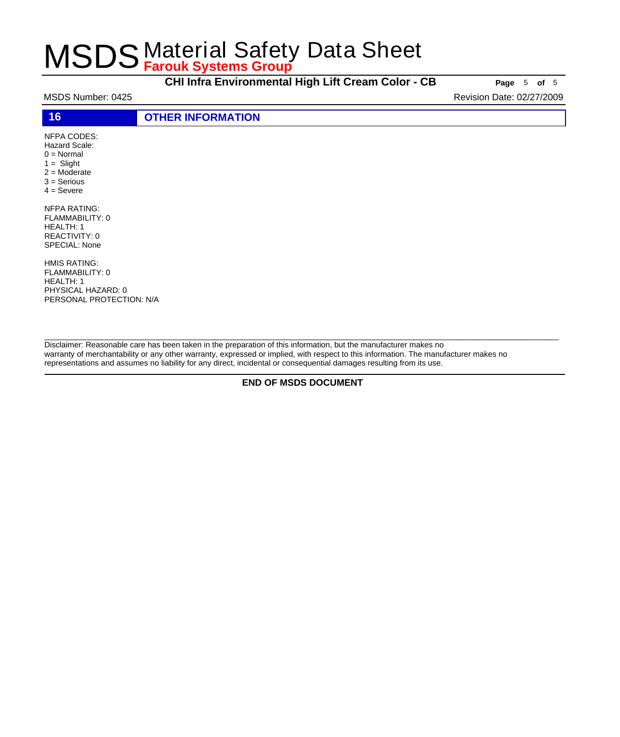## 16 OTHER INFORMATION

NFPA CODES:
Hazard Scale:
0 = Normal
1 = Slight
2 = Moderate
3 = Serious
4 = Severe

NFPA RATING:
FLAMMABILITY: 0
HEALTH: 1
REACTIVITY: 0
SPECIAL: None

HMIS RATING:
FLAMMABILITY: 0
HEALTH: 1
PHYSICAL HAZARD: 0
PERSONAL PROTECTION: N/A

---

Disclaimer: Reasonable care has been taken in the preparation of this information, but the manufacturer makes no warranty of merchantability or any other warranty, expressed or implied, with respect to this information. The manufacturer makes no representations and assumes no liability for any direct, incidental or consequential damages resulting from its use.

---

**END OF MSDS DOCUMENT**